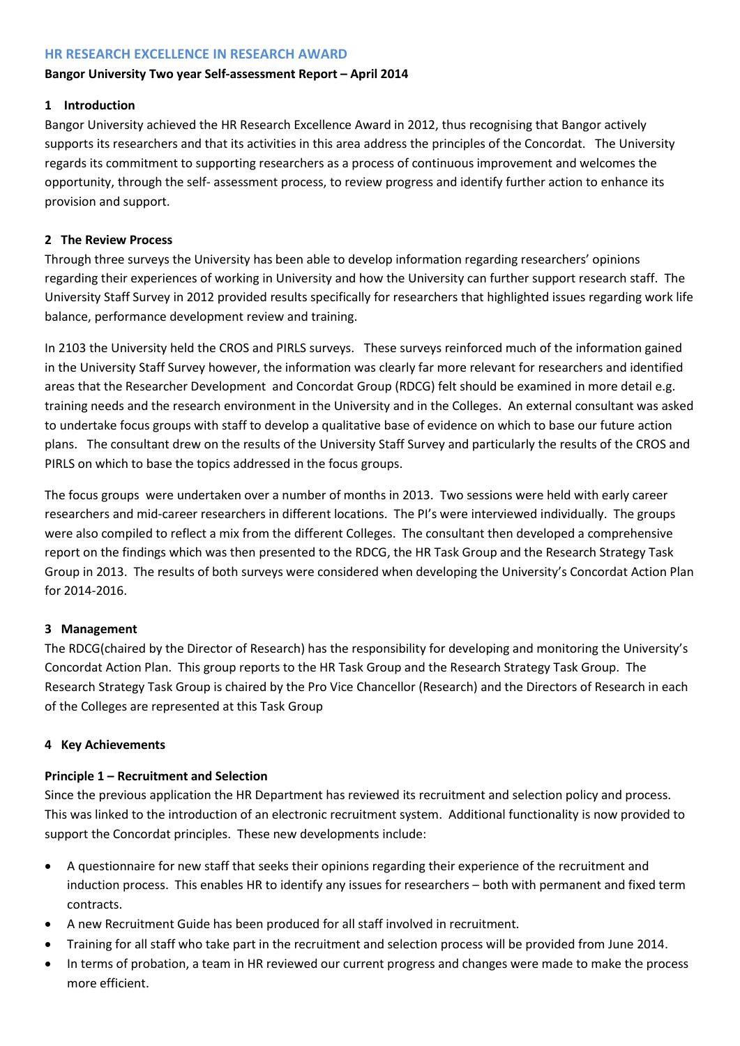## HR RESEARCH EXCELLENCE IN RESEARCH AWARD

**Bangor University Two year Self-assessment Report – April 2014**

### 1 Introduction

Bangor University achieved the HR Research Excellence Award in 2012, thus recognising that Bangor actively supports its researchers and that its activities in this area address the principles of the Concordat. The University regards its commitment to supporting researchers as a process of continuous improvement and welcomes the opportunity, through the self- assessment process, to review progress and identify further action to enhance its provision and support.

### 2 The Review Process

Through three surveys the University has been able to develop information regarding researchers' opinions regarding their experiences of working in University and how the University can further support research staff. The University Staff Survey in 2012 provided results specifically for researchers that highlighted issues regarding work life balance, performance development review and training.

In 2103 the University held the CROS and PIRLS surveys. These surveys reinforced much of the information gained in the University Staff Survey however, the information was clearly far more relevant for researchers and identified areas that the Researcher Development and Concordat Group (RDCG) felt should be examined in more detail e.g. training needs and the research environment in the University and in the Colleges. An external consultant was asked to undertake focus groups with staff to develop a qualitative base of evidence on which to base our future action plans. The consultant drew on the results of the University Staff Survey and particularly the results of the CROS and PIRLS on which to base the topics addressed in the focus groups.

The focus groups were undertaken over a number of months in 2013. Two sessions were held with early career researchers and mid-career researchers in different locations. The PI's were interviewed individually. The groups were also compiled to reflect a mix from the different Colleges. The consultant then developed a comprehensive report on the findings which was then presented to the RDCG, the HR Task Group and the Research Strategy Task Group in 2013. The results of both surveys were considered when developing the University's Concordat Action Plan for 2014-2016.

### 3 Management

The RDCG(chaired by the Director of Research) has the responsibility for developing and monitoring the University's Concordat Action Plan. This group reports to the HR Task Group and the Research Strategy Task Group. The Research Strategy Task Group is chaired by the Pro Vice Chancellor (Research) and the Directors of Research in each of the Colleges are represented at this Task Group

### 4 Key Achievements

**Principle 1 – Recruitment and Selection**

Since the previous application the HR Department has reviewed its recruitment and selection policy and process. This was linked to the introduction of an electronic recruitment system. Additional functionality is now provided to support the Concordat principles. These new developments include:

- A questionnaire for new staff that seeks their opinions regarding their experience of the recruitment and induction process. This enables HR to identify any issues for researchers – both with permanent and fixed term contracts.
- A new Recruitment Guide has been produced for all staff involved in recruitment.
- Training for all staff who take part in the recruitment and selection process will be provided from June 2014.
- In terms of probation, a team in HR reviewed our current progress and changes were made to make the process more efficient.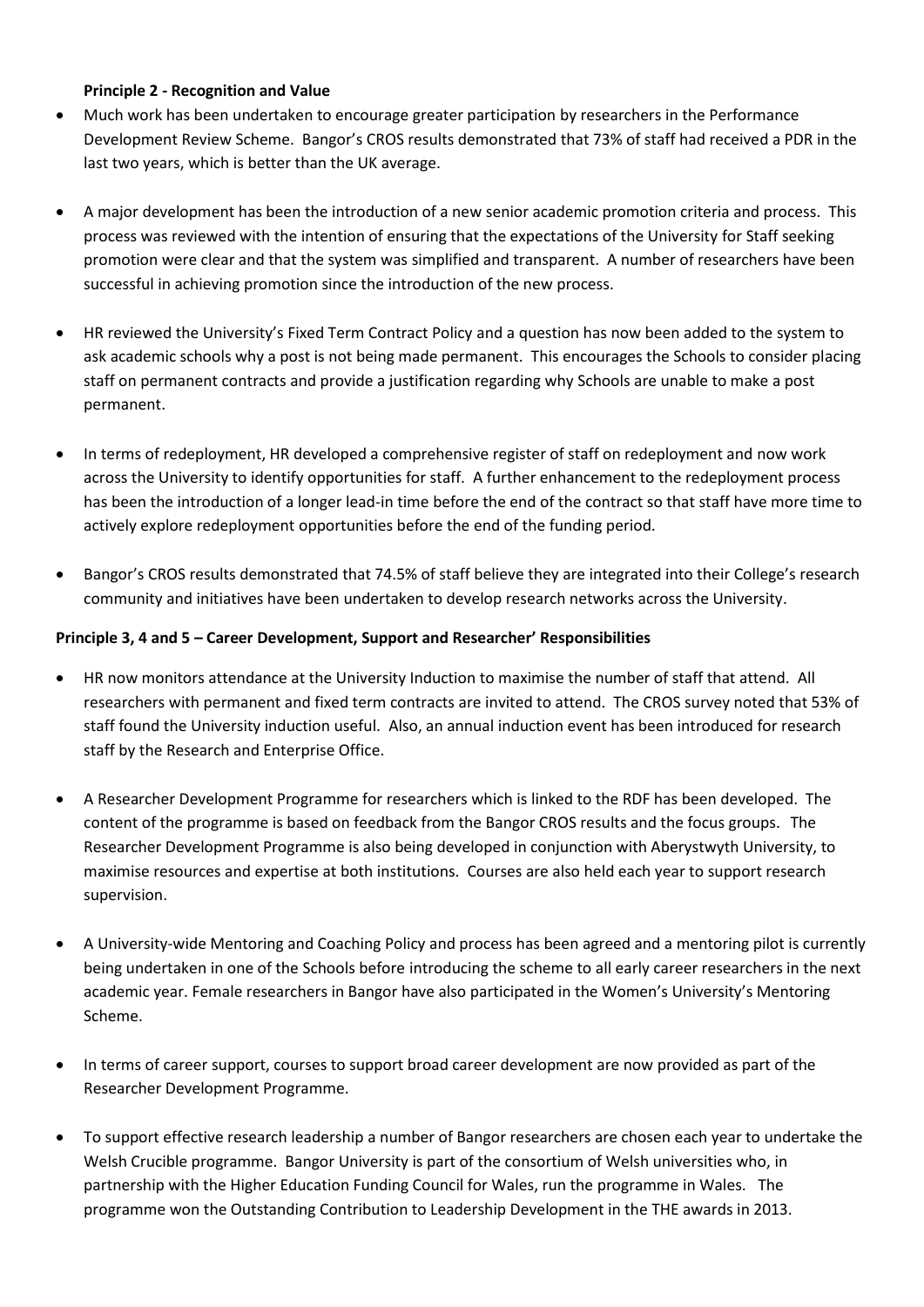**Principle 2 - Recognition and Value**

- Much work has been undertaken to encourage greater participation by researchers in the Performance Development Review Scheme. Bangor's CROS results demonstrated that 73% of staff had received a PDR in the last two years, which is better than the UK average.

- A major development has been the introduction of a new senior academic promotion criteria and process. This process was reviewed with the intention of ensuring that the expectations of the University for Staff seeking promotion were clear and that the system was simplified and transparent. A number of researchers have been successful in achieving promotion since the introduction of the new process.

- HR reviewed the University's Fixed Term Contract Policy and a question has now been added to the system to ask academic schools why a post is not being made permanent. This encourages the Schools to consider placing staff on permanent contracts and provide a justification regarding why Schools are unable to make a post permanent.

- In terms of redeployment, HR developed a comprehensive register of staff on redeployment and now work across the University to identify opportunities for staff. A further enhancement to the redeployment process has been the introduction of a longer lead-in time before the end of the contract so that staff have more time to actively explore redeployment opportunities before the end of the funding period.

- Bangor's CROS results demonstrated that 74.5% of staff believe they are integrated into their College's research community and initiatives have been undertaken to develop research networks across the University.

**Principle 3, 4 and 5 – Career Development, Support and Researcher' Responsibilities**

- HR now monitors attendance at the University Induction to maximise the number of staff that attend. All researchers with permanent and fixed term contracts are invited to attend. The CROS survey noted that 53% of staff found the University induction useful. Also, an annual induction event has been introduced for research staff by the Research and Enterprise Office.

- A Researcher Development Programme for researchers which is linked to the RDF has been developed. The content of the programme is based on feedback from the Bangor CROS results and the focus groups. The Researcher Development Programme is also being developed in conjunction with Aberystwyth University, to maximise resources and expertise at both institutions. Courses are also held each year to support research supervision.

- A University-wide Mentoring and Coaching Policy and process has been agreed and a mentoring pilot is currently being undertaken in one of the Schools before introducing the scheme to all early career researchers in the next academic year. Female researchers in Bangor have also participated in the Women's University's Mentoring Scheme.

- In terms of career support, courses to support broad career development are now provided as part of the Researcher Development Programme.

- To support effective research leadership a number of Bangor researchers are chosen each year to undertake the Welsh Crucible programme. Bangor University is part of the consortium of Welsh universities who, in partnership with the Higher Education Funding Council for Wales, run the programme in Wales. The programme won the Outstanding Contribution to Leadership Development in the THE awards in 2013.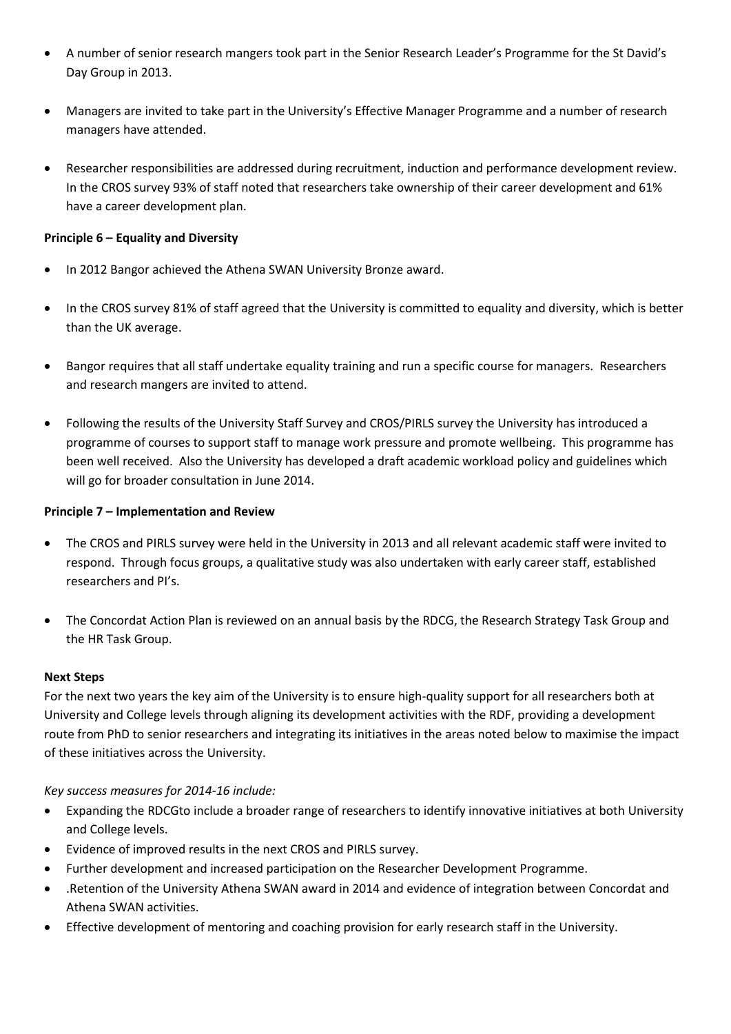- A number of senior research mangers took part in the Senior Research Leader's Programme for the St David's Day Group in 2013.
- Managers are invited to take part in the University's Effective Manager Programme and a number of research managers have attended.
- Researcher responsibilities are addressed during recruitment, induction and performance development review. In the CROS survey 93% of staff noted that researchers take ownership of their career development and 61% have a career development plan.

**Principle 6 – Equality and Diversity**

- In 2012 Bangor achieved the Athena SWAN University Bronze award.
- In the CROS survey 81% of staff agreed that the University is committed to equality and diversity, which is better than the UK average.
- Bangor requires that all staff undertake equality training and run a specific course for managers. Researchers and research mangers are invited to attend.
- Following the results of the University Staff Survey and CROS/PIRLS survey the University has introduced a programme of courses to support staff to manage work pressure and promote wellbeing. This programme has been well received. Also the University has developed a draft academic workload policy and guidelines which will go for broader consultation in June 2014.

**Principle 7 – Implementation and Review**

- The CROS and PIRLS survey were held in the University in 2013 and all relevant academic staff were invited to respond. Through focus groups, a qualitative study was also undertaken with early career staff, established researchers and PI's.
- The Concordat Action Plan is reviewed on an annual basis by the RDCG, the Research Strategy Task Group and the HR Task Group.

**Next Steps**

For the next two years the key aim of the University is to ensure high-quality support for all researchers both at University and College levels through aligning its development activities with the RDF, providing a development route from PhD to senior researchers and integrating its initiatives in the areas noted below to maximise the impact of these initiatives across the University.

*Key success measures for 2014-16 include:*

- Expanding the RDCGto include a broader range of researchers to identify innovative initiatives at both University and College levels.
- Evidence of improved results in the next CROS and PIRLS survey.
- Further development and increased participation on the Researcher Development Programme.
- .Retention of the University Athena SWAN award in 2014 and evidence of integration between Concordat and Athena SWAN activities.
- Effective development of mentoring and coaching provision for early research staff in the University.